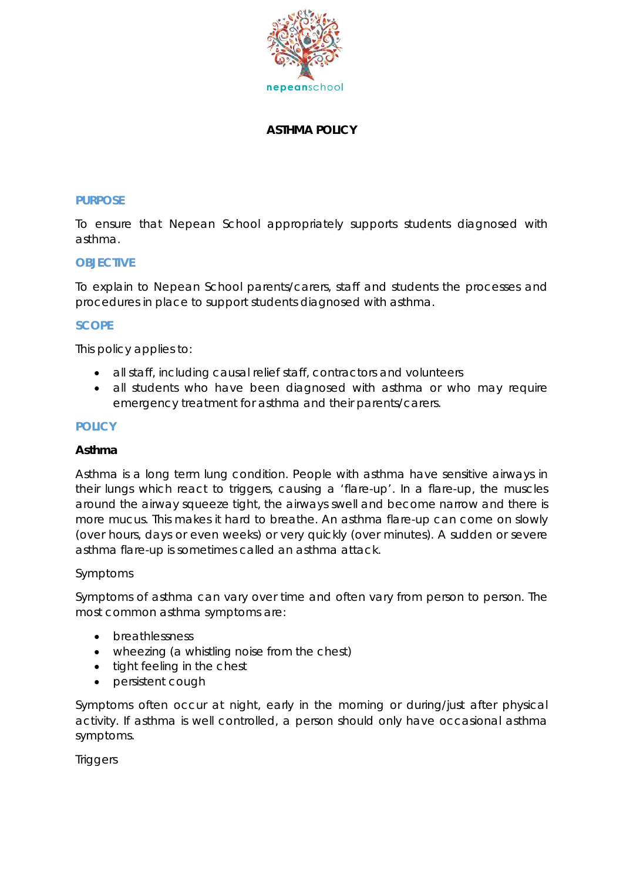nepeanschool

# ASTHMA POLICY

## PURPOSE

To ensure that Nepean School appropriately supports students diagnosed with asthma.

## OBJECTIVE

To explain to Nepean School parents/carers, staff and students the processes and procedures in place to support students diagnosed with asthma.

## SCOPE

This policy applies to:

- all staff, including causal relief staff, contractors and volunteers
- all students who have been diagnosed with asthma or who may require emergency treatment for asthma and their parents/carers.

## POLICY

### Asthma

Asthma is a long term lung condition. People with asthma have sensitive airways in their lungs which react to triggers, causing a 'flare-up'. In a flare-up, the muscles around the airway squeeze tight, the airways swell and become narrow and there is more mucus. This makes it hard to breathe. An asthma flare-up can come on slowly (over hours, days or even weeks) or very quickly (over minutes). A sudden or severe asthma flare-up is sometimes called an asthma attack.

Symptoms

Symptoms of asthma can vary over time and often vary from person to person. The most common asthma symptoms are:

- breathlessness
- wheezing (a whistling noise from the chest)
- tight feeling in the chest
- persistent cough

Symptoms often occur at night, early in the morning or during/just after physical activity. If asthma is well controlled, a person should only have occasional asthma symptoms.

Triggers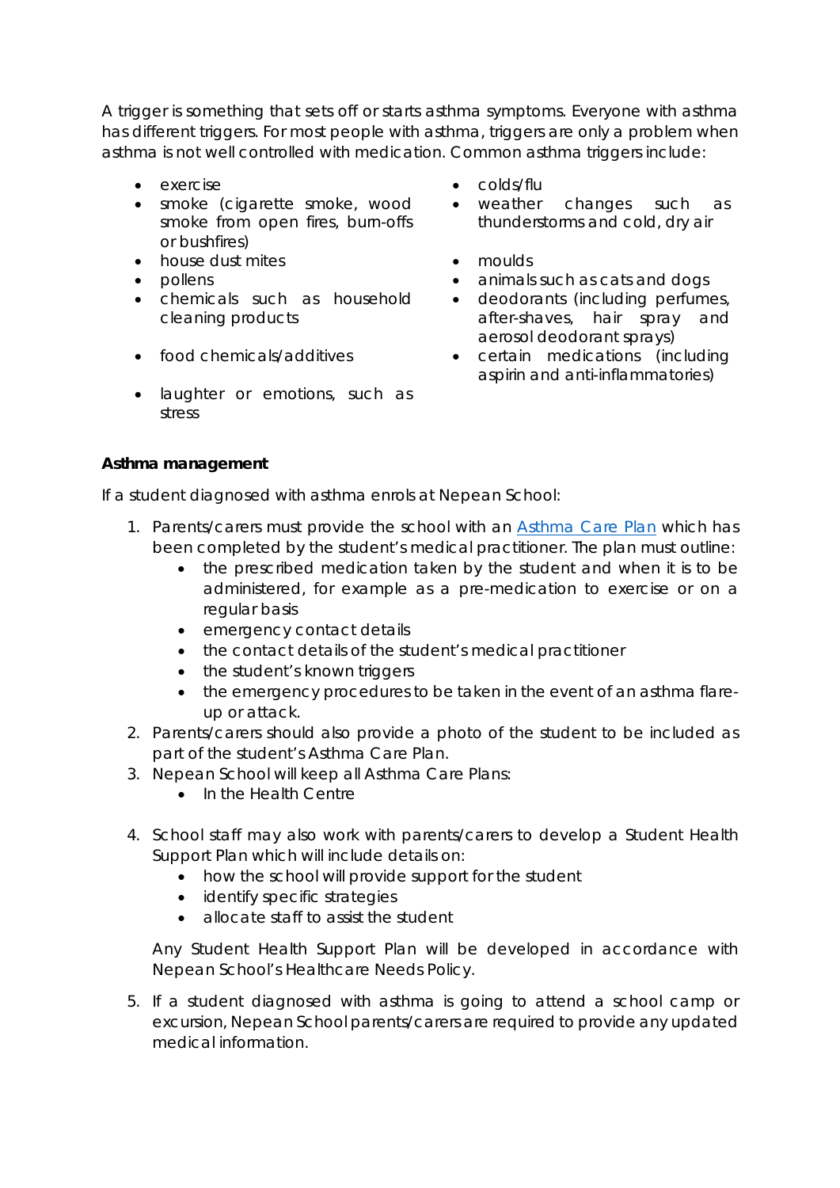A trigger is something that sets off or starts asthma symptoms. Everyone with asthma has different triggers. For most people with asthma, triggers are only a problem when asthma is not well controlled with medication. Common asthma triggers include:

- exercise
- smoke (cigarette smoke, wood smoke from open fires, burn-offs or bushfires)
- house dust mites
- pollens
- chemicals such as household cleaning products
- food chemicals/additives
- laughter or emotions, such as stress
- colds/flu
- weather changes such as thunderstorms and cold, dry air
- moulds
- animals such as cats and dogs
- deodorants (including perfumes, after-shaves, hair spray and aerosol deodorant sprays)
- certain medications (including aspirin and anti-inflammatories)

**Asthma management**

If a student diagnosed with asthma enrols at Nepean School:

1. Parents/carers must provide the school with an Asthma Care Plan which has been completed by the student's medical practitioner. The plan must outline:
    - the prescribed medication taken by the student and when it is to be administered, for example as a pre-medication to exercise or on a regular basis
    - emergency contact details
    - the contact details of the student's medical practitioner
    - the student's known triggers
    - the emergency procedures to be taken in the event of an asthma flare-up or attack.
2. Parents/carers should also provide a photo of the student to be included as part of the student's Asthma Care Plan.
3. Nepean School will keep all Asthma Care Plans:
    - In the Health Centre
4. School staff may also work with parents/carers to develop a Student Health Support Plan which will include details on:
    - how the school will provide support for the student
    - identify specific strategies
    - allocate staff to assist the student

   Any Student Health Support Plan will be developed in accordance with Nepean School's Healthcare Needs Policy.
5. If a student diagnosed with asthma is going to attend a school camp or excursion, Nepean School parents/carers are required to provide any updated medical information.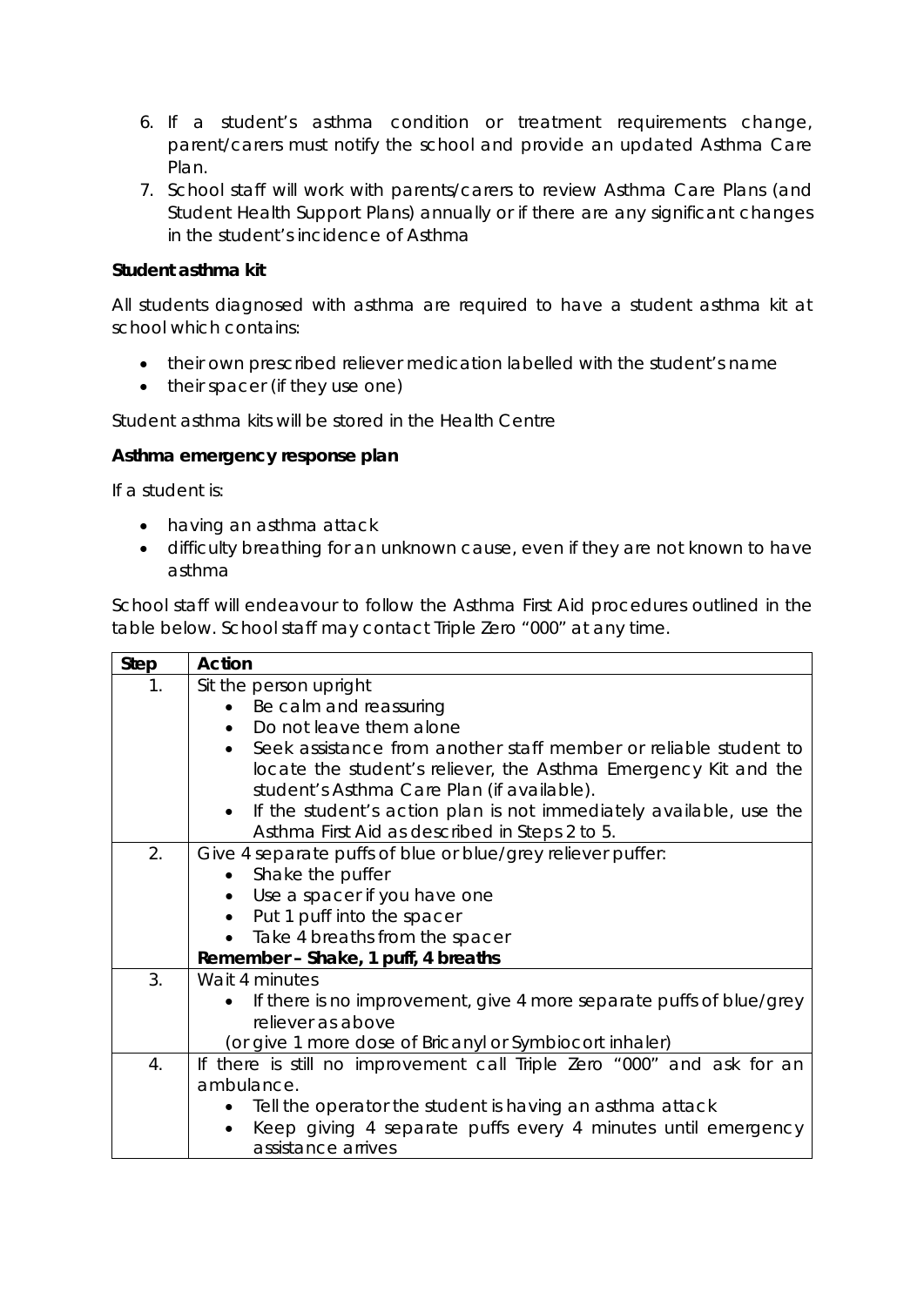6. If a student's asthma condition or treatment requirements change, parent/carers must notify the school and provide an updated Asthma Care Plan.
7. School staff will work with parents/carers to review Asthma Care Plans (and Student Health Support Plans) annually or if there are any significant changes in the student's incidence of Asthma

**Student asthma kit**

All students diagnosed with asthma are required to have a student asthma kit at school which contains:

- their own prescribed reliever medication labelled with the student's name
- their spacer (if they use one)

Student asthma kits will be stored in the Health Centre

**Asthma emergency response plan**

If a student is:

- having an asthma attack
- difficulty breathing for an unknown cause, even if they are not known to have asthma

School staff will endeavour to follow the Asthma First Aid procedures outlined in the table below. School staff may contact Triple Zero "000" at any time.

| Step | Action |
|---|---|
| 1. | Sit the person upright<br>• Be calm and reassuring<br>• Do not leave them alone<br>• Seek assistance from another staff member or reliable student to locate the student's reliever, the Asthma Emergency Kit and the student's Asthma Care Plan (if available).<br>• If the student's action plan is not immediately available, use the Asthma First Aid as described in Steps 2 to 5. |
| 2. | Give 4 separate puffs of blue or blue/grey reliever puffer:<br>• Shake the puffer<br>• Use a spacer if you have one<br>• Put 1 puff into the spacer<br>• Take 4 breaths from the spacer<br>**Remember – Shake, 1 puff, 4 breaths** |
| 3. | Wait 4 minutes<br>• If there is no improvement, give 4 more separate puffs of blue/grey reliever as above<br>(or give 1 more dose of Bricanyl or Symbiocort inhaler) |
| 4. | If there is still no improvement call Triple Zero "000" and ask for an ambulance.<br>• Tell the operator the student is having an asthma attack<br>• Keep giving 4 separate puffs every 4 minutes until emergency assistance arrives |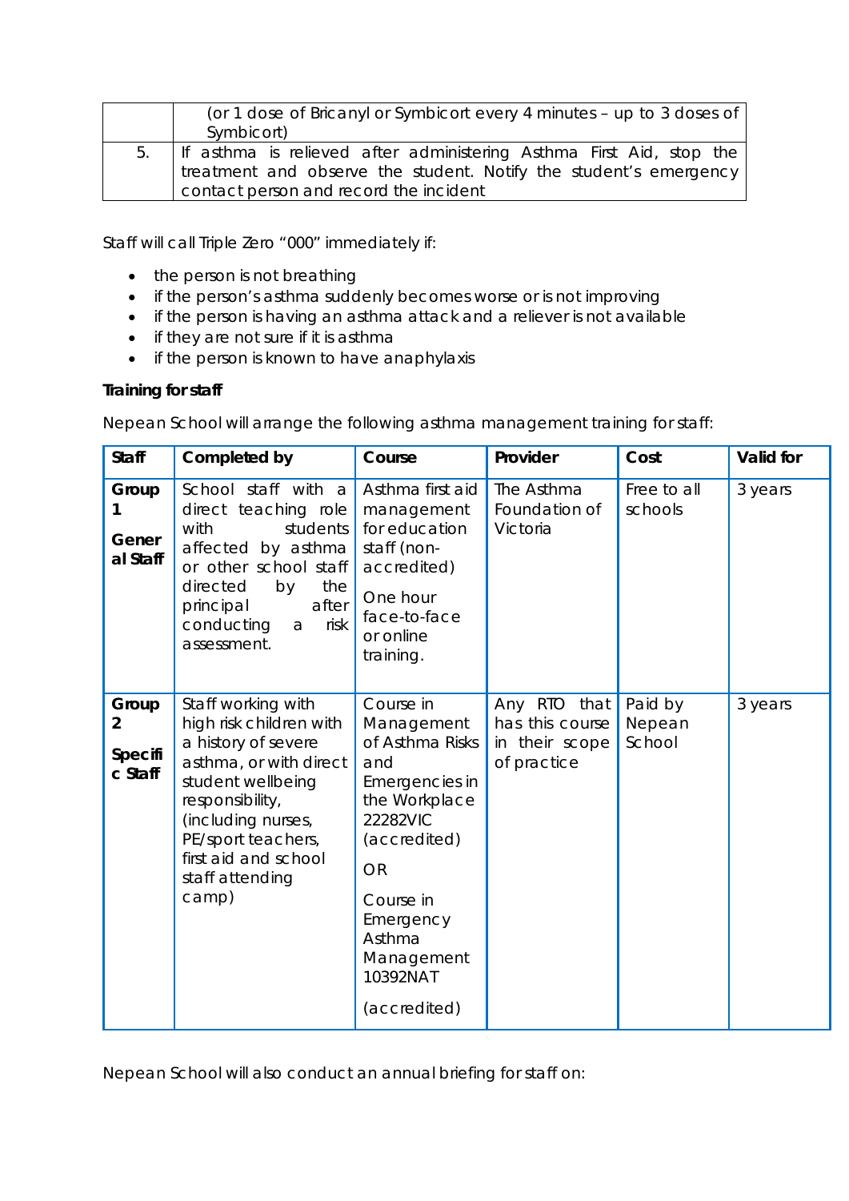| | |
|---|---|
| | (or 1 dose of Bricanyl or Symbicort every 4 minutes – up to 3 doses of Symbicort) |
| 5. | If asthma is relieved after administering Asthma First Aid, stop the treatment and observe the student. Notify the student's emergency contact person and record the incident |

Staff will call Triple Zero "000" immediately if:

- the person is not breathing
- if the person's asthma suddenly becomes worse or is not improving
- if the person is having an asthma attack and a reliever is not available
- if they are not sure if it is asthma
- if the person is known to have anaphylaxis

**Training for staff**

Nepean School will arrange the following asthma management training for staff:

| Staff | Completed by | Course | Provider | Cost | Valid for |
|---|---|---|---|---|---|
| **Group 1 General Staff** | School staff with a direct teaching role with students affected by asthma or other school staff directed by the principal after conducting a risk assessment. | Asthma first aid management for education staff (non-accredited) One hour face-to-face or online training. | The Asthma Foundation of Victoria | Free to all schools | 3 years |
| **Group 2 Specific Staff** | Staff working with high risk children with a history of severe asthma, or with direct student wellbeing responsibility, (including nurses, PE/sport teachers, first aid and school staff attending camp) | Course in Management of Asthma Risks and Emergencies in the Workplace 22282VIC (accredited) OR Course in Emergency Asthma Management 10392NAT (accredited) | Any RTO that has this course in their scope of practice | Paid by Nepean School | 3 years |

Nepean School will also conduct an annual briefing for staff on: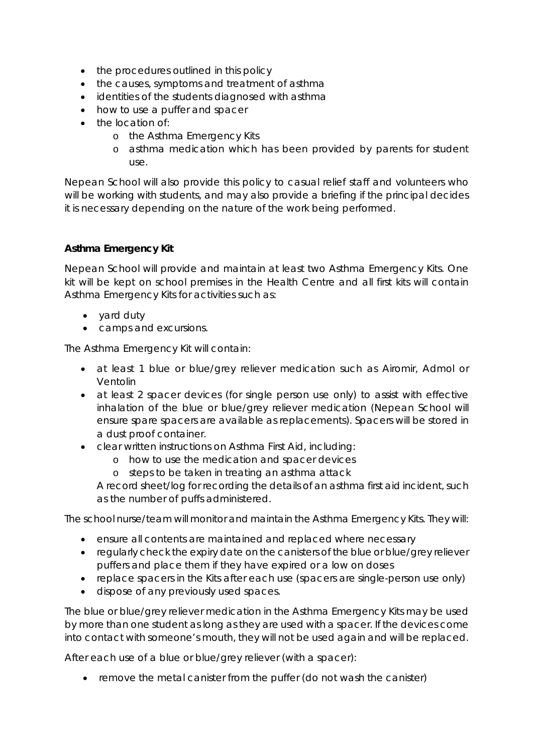- the procedures outlined in this policy
- the causes, symptoms and treatment of asthma
- identities of the students diagnosed with asthma
- how to use a puffer and spacer
- the location of:
    - the Asthma Emergency Kits
    - asthma medication which has been provided by parents for student use.

Nepean School will also provide this policy to casual relief staff and volunteers who will be working with students, and may also provide a briefing if the principal decides it is necessary depending on the nature of the work being performed.

**Asthma Emergency Kit**

Nepean School will provide and maintain at least two Asthma Emergency Kits. One kit will be kept on school premises in the Health Centre and all first kits will contain Asthma Emergency Kits for activities such as:

- yard duty
- camps and excursions.

The Asthma Emergency Kit will contain:

- at least 1 blue or blue/grey reliever medication such as Airomir, Admol or Ventolin
- at least 2 spacer devices (for single person use only) to assist with effective inhalation of the blue or blue/grey reliever medication (Nepean School will ensure spare spacers are available as replacements). Spacers will be stored in a dust proof container.
- clear written instructions on Asthma First Aid, including:
    - how to use the medication and spacer devices
    - steps to be taken in treating an asthma attack

  A record sheet/log for recording the details of an asthma first aid incident, such as the number of puffs administered.

The school nurse/team will monitor and maintain the Asthma Emergency Kits. They will:

- ensure all contents are maintained and replaced where necessary
- regularly check the expiry date on the canisters of the blue or blue/grey reliever puffers and place them if they have expired or a low on doses
- replace spacers in the Kits after each use (spacers are single-person use only)
- dispose of any previously used spaces.

The blue or blue/grey reliever medication in the Asthma Emergency Kits may be used by more than one student as long as they are used with a spacer. If the devices come into contact with someone's mouth, they will not be used again and will be replaced.

After each use of a blue or blue/grey reliever (with a spacer):

- remove the metal canister from the puffer (do not wash the canister)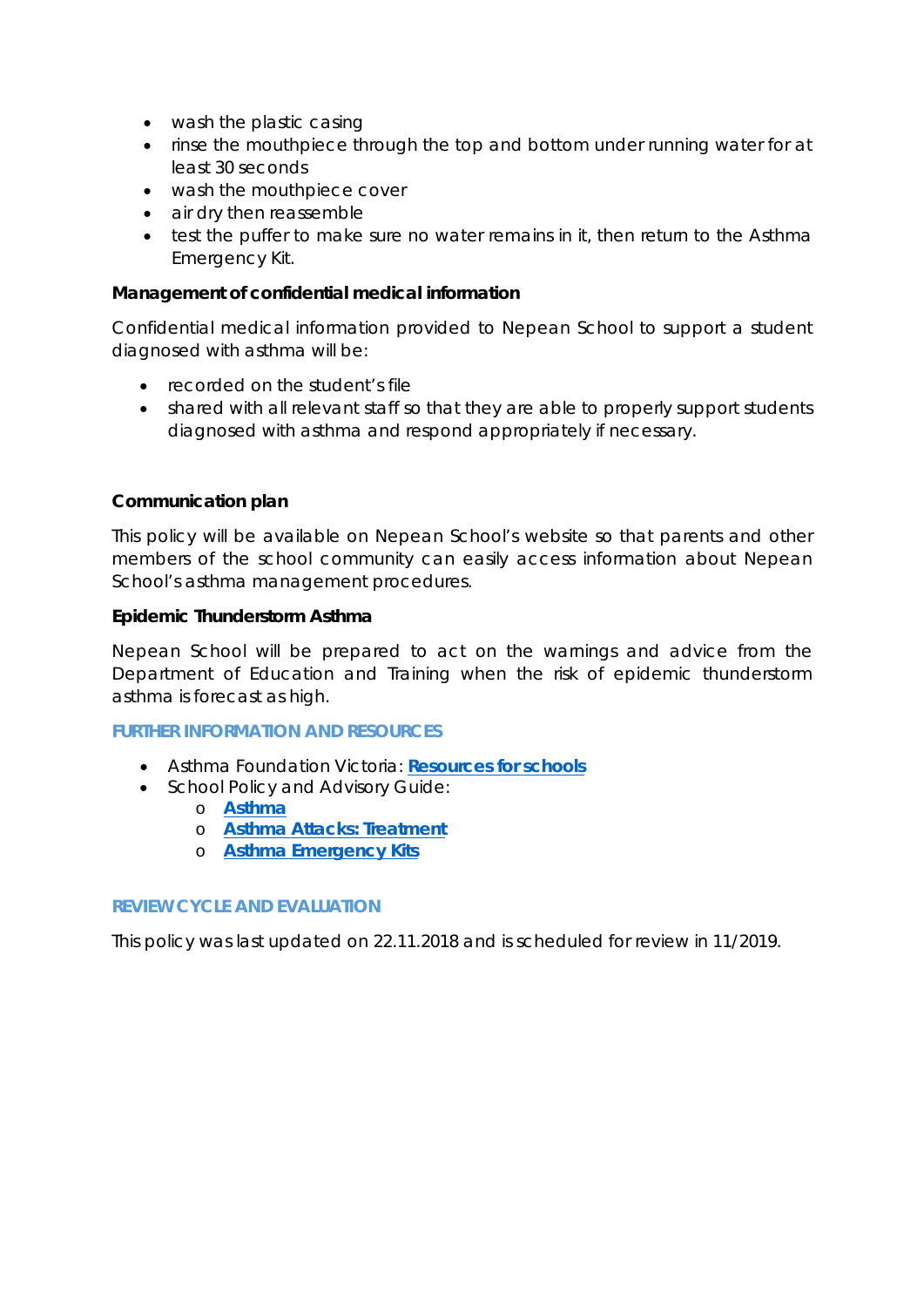- wash the plastic casing
- rinse the mouthpiece through the top and bottom under running water for at least 30 seconds
- wash the mouthpiece cover
- air dry then reassemble
- test the puffer to make sure no water remains in it, then return to the Asthma Emergency Kit.

**Management of confidential medical information**

Confidential medical information provided to Nepean School to support a student diagnosed with asthma will be:

- recorded on the student's file
- shared with all relevant staff so that they are able to properly support students diagnosed with asthma and respond appropriately if necessary.

**Communication plan**

This policy will be available on Nepean School's website so that parents and other members of the school community can easily access information about Nepean School's asthma management procedures.

**Epidemic Thunderstorm Asthma**

Nepean School will be prepared to act on the warnings and advice from the Department of Education and Training when the risk of epidemic thunderstorm asthma is forecast as high.

## FURTHER INFORMATION AND RESOURCES

- Asthma Foundation Victoria: **Resources for schools**
- School Policy and Advisory Guide:
  - **Asthma**
  - **Asthma Attacks: Treatment**
  - **Asthma Emergency Kits**

## REVIEW CYCLE AND EVALUATION

This policy was last updated on 22.11.2018 and is scheduled for review in 11/2019.